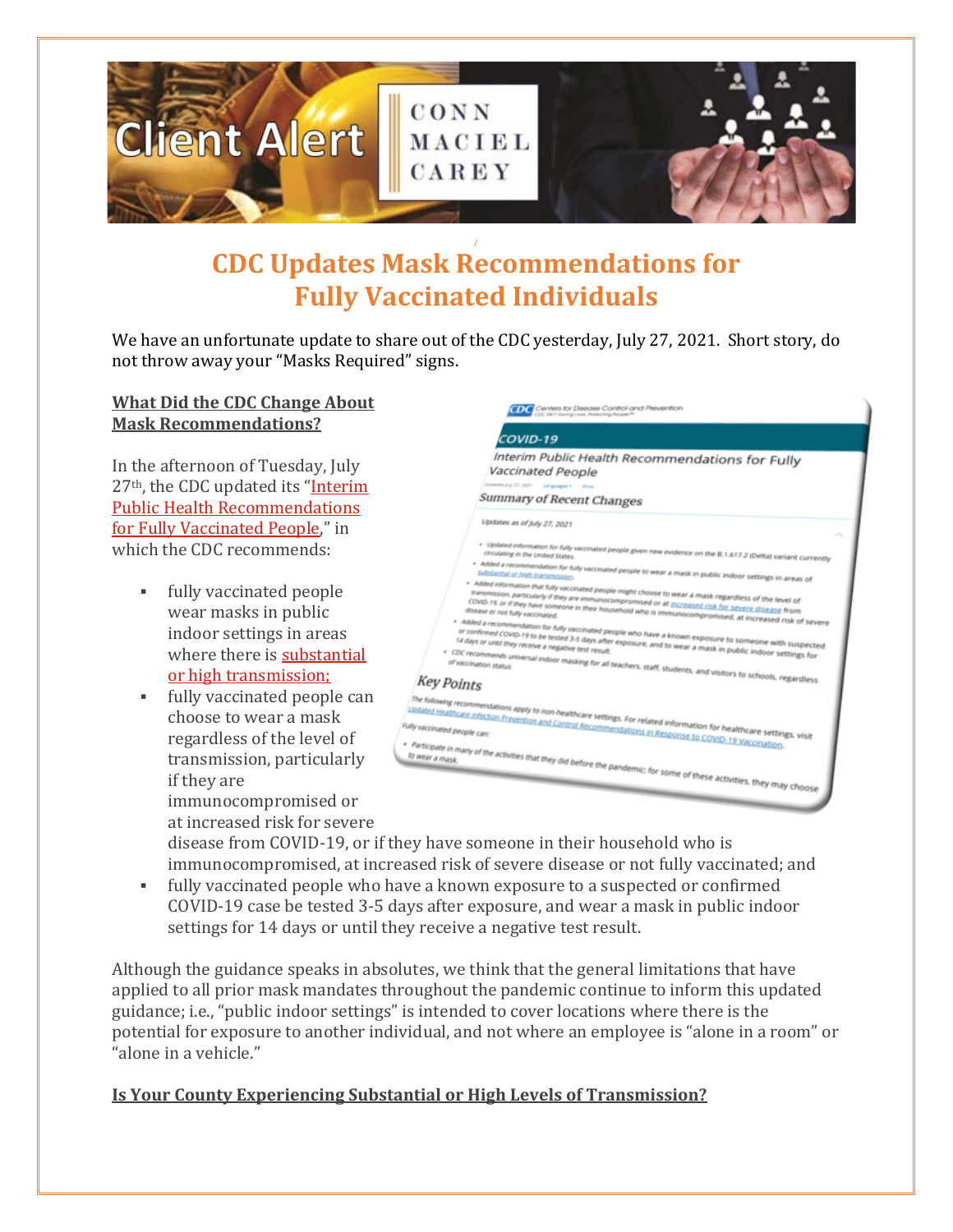# CDC Updates Mask Recommendations for Fully Vaccinated Individuals

We have an unfortunate update to share out of the CDC yesterday, July 27, 2021. Short story, do not throw away your "Masks Required" signs.

## What Did the CDC Change About Mask Recommendations?

In the afternoon of Tuesday, July 27th, the CDC updated its "Interim Public Health Recommendations for Fully Vaccinated People," in which the CDC recommends:

- fully vaccinated people wear masks in public indoor settings in areas where there is substantial or high transmission;
- fully vaccinated people can choose to wear a mask regardless of the level of transmission, particularly if they are immunocompromised or at increased risk for severe disease from COVID-19, or if they have someone in their household who is immunocompromised, at increased risk of severe disease or not fully vaccinated; and
- fully vaccinated people who have a known exposure to a suspected or confirmed COVID-19 case be tested 3-5 days after exposure, and wear a mask in public indoor settings for 14 days or until they receive a negative test result.

Although the guidance speaks in absolutes, we think that the general limitations that have applied to all prior mask mandates throughout the pandemic continue to inform this updated guidance; i.e., "public indoor settings" is intended to cover locations where there is the potential for exposure to another individual, and not where an employee is "alone in a room" or "alone in a vehicle."

## Is Your County Experiencing Substantial or High Levels of Transmission?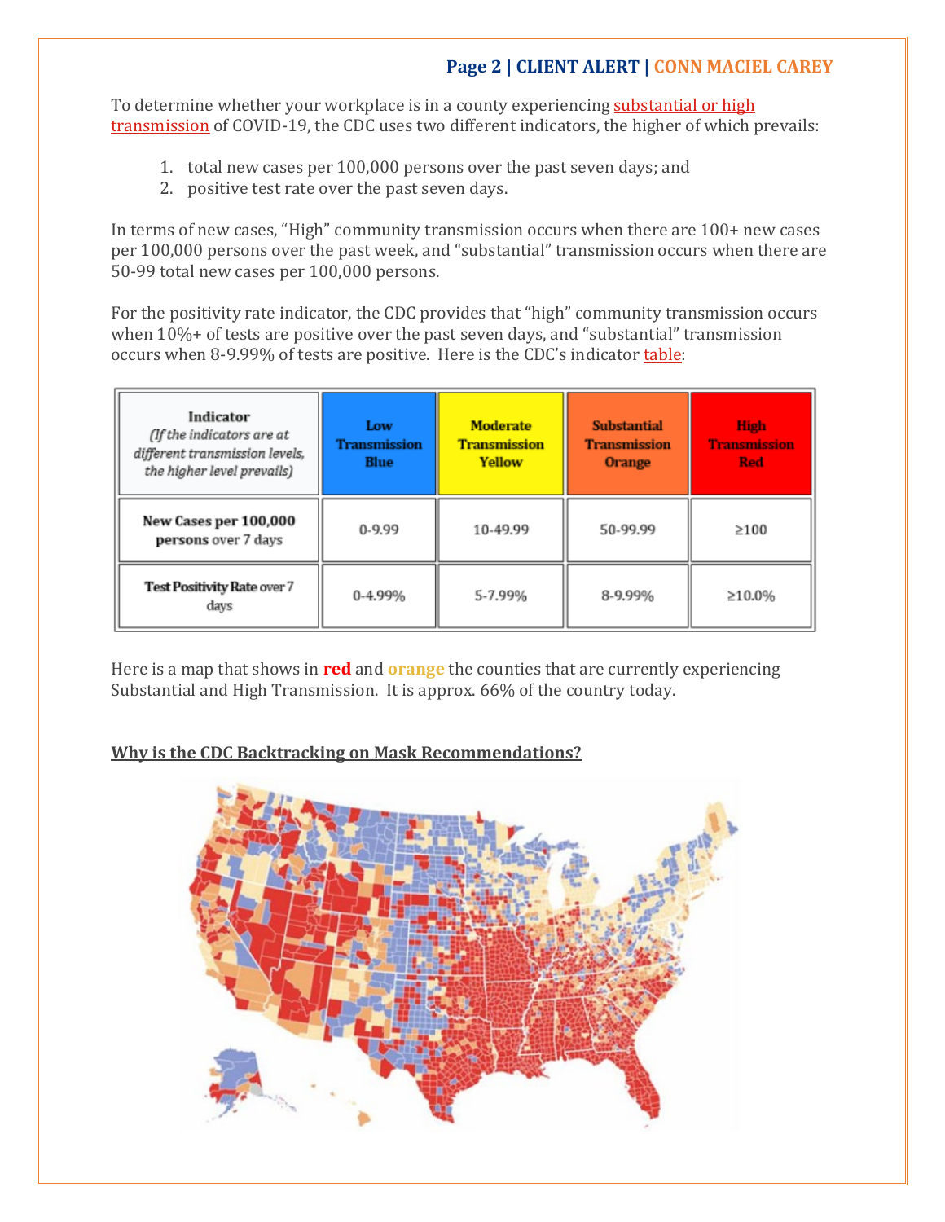To determine whether your workplace is in a county experiencing substantial or high transmission of COVID-19, the CDC uses two different indicators, the higher of which prevails:

1. total new cases per 100,000 persons over the past seven days; and
2. positive test rate over the past seven days.

In terms of new cases, "High" community transmission occurs when there are 100+ new cases per 100,000 persons over the past week, and "substantial" transmission occurs when there are 50-99 total new cases per 100,000 persons.

For the positivity rate indicator, the CDC provides that "high" community transmission occurs when 10%+ of tests are positive over the past seven days, and "substantial" transmission occurs when 8-9.99% of tests are positive. Here is the CDC's indicator table:

| Indicator *(If the indicators are at different transmission levels, the higher level prevails)* | Low Transmission Blue | Moderate Transmission Yellow | Substantial Transmission Orange | High Transmission Red |
|---|---|---|---|---|
| New Cases per 100,000 persons over 7 days | 0-9.99 | 10-49.99 | 50-99.99 | ≥100 |
| Test Positivity Rate over 7 days | 0-4.99% | 5-7.99% | 8-9.99% | ≥10.0% |

Here is a map that shows in **red** and **orange** the counties that are currently experiencing Substantial and High Transmission. It is approx. 66% of the country today.

## Why is the CDC Backtracking on Mask Recommendations?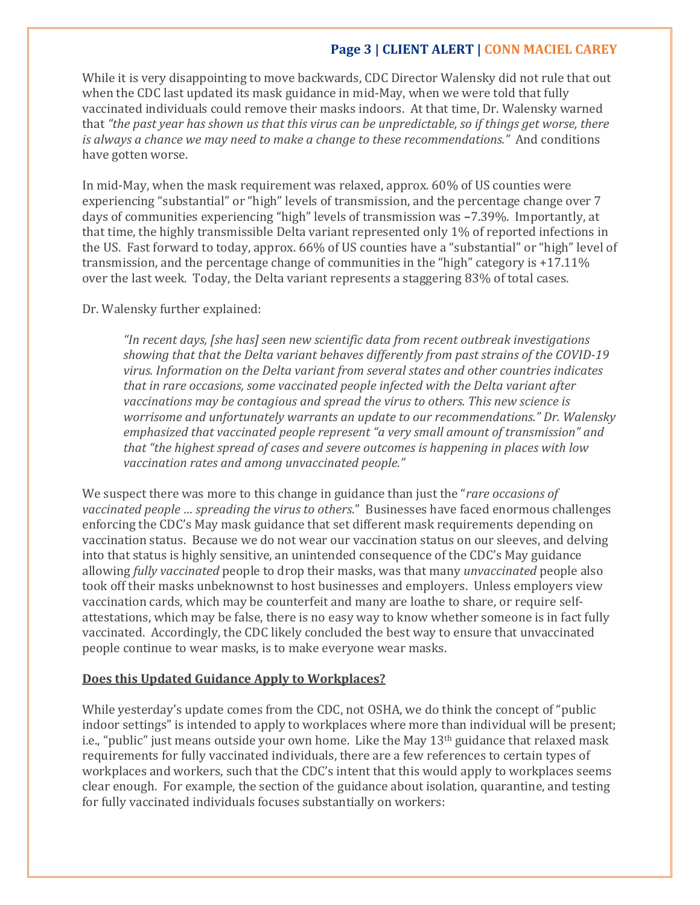While it is very disappointing to move backwards, CDC Director Walensky did not rule that out when the CDC last updated its mask guidance in mid-May, when we were told that fully vaccinated individuals could remove their masks indoors. At that time, Dr. Walensky warned that *"the past year has shown us that this virus can be unpredictable, so if things get worse, there is always a chance we may need to make a change to these recommendations."* And conditions have gotten worse.

In mid-May, when the mask requirement was relaxed, approx. 60% of US counties were experiencing "substantial" or "high" levels of transmission, and the percentage change over 7 days of communities experiencing "high" levels of transmission was –7.39%. Importantly, at that time, the highly transmissible Delta variant represented only 1% of reported infections in the US. Fast forward to today, approx. 66% of US counties have a "substantial" or "high" level of transmission, and the percentage change of communities in the "high" category is +17.11% over the last week. Today, the Delta variant represents a staggering 83% of total cases.

Dr. Walensky further explained:

> *"In recent days, [she has] seen new scientific data from recent outbreak investigations showing that that the Delta variant behaves differently from past strains of the COVID-19 virus. Information on the Delta variant from several states and other countries indicates that in rare occasions, some vaccinated people infected with the Delta variant after vaccinations may be contagious and spread the virus to others. This new science is worrisome and unfortunately warrants an update to our recommendations." Dr. Walensky emphasized that vaccinated people represent "a very small amount of transmission" and that "the highest spread of cases and severe outcomes is happening in places with low vaccination rates and among unvaccinated people."*

We suspect there was more to this change in guidance than just the "*rare occasions of vaccinated people … spreading the virus to others*." Businesses have faced enormous challenges enforcing the CDC's May mask guidance that set different mask requirements depending on vaccination status. Because we do not wear our vaccination status on our sleeves, and delving into that status is highly sensitive, an unintended consequence of the CDC's May guidance allowing *fully vaccinated* people to drop their masks, was that many *unvaccinated* people also took off their masks unbeknownst to host businesses and employers. Unless employers view vaccination cards, which may be counterfeit and many are loathe to share, or require self-attestations, which may be false, there is no easy way to know whether someone is in fact fully vaccinated. Accordingly, the CDC likely concluded the best way to ensure that unvaccinated people continue to wear masks, is to make everyone wear masks.

**Does this Updated Guidance Apply to Workplaces?**

While yesterday's update comes from the CDC, not OSHA, we do think the concept of "public indoor settings" is intended to apply to workplaces where more than individual will be present; i.e., "public" just means outside your own home. Like the May 13th guidance that relaxed mask requirements for fully vaccinated individuals, there are a few references to certain types of workplaces and workers, such that the CDC's intent that this would apply to workplaces seems clear enough. For example, the section of the guidance about isolation, quarantine, and testing for fully vaccinated individuals focuses substantially on workers: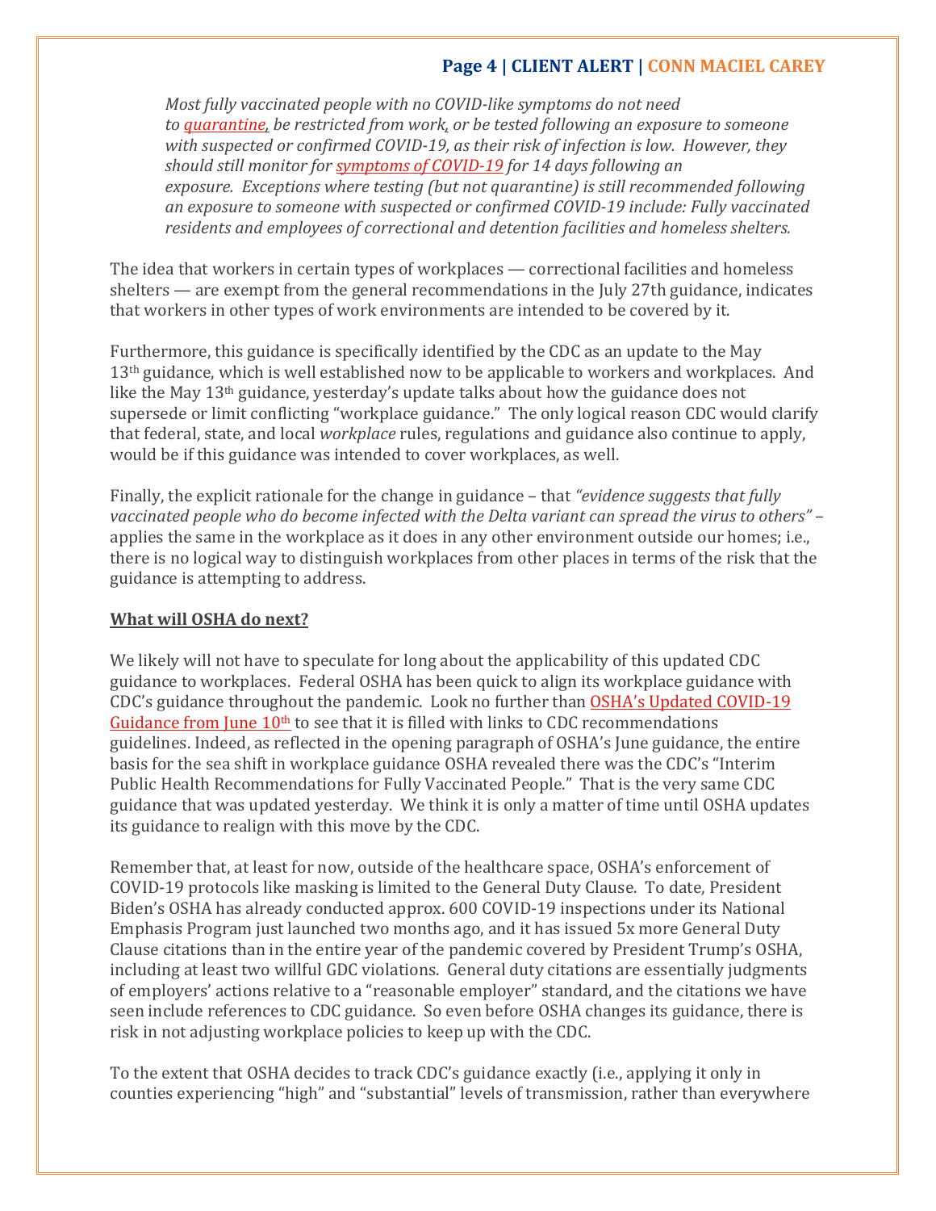> *Most fully vaccinated people with no COVID-like symptoms do not need to quarantine, be restricted from work, or be tested following an exposure to someone with suspected or confirmed COVID-19, as their risk of infection is low. However, they should still monitor for symptoms of COVID-19 for 14 days following an exposure. Exceptions where testing (but not quarantine) is still recommended following an exposure to someone with suspected or confirmed COVID-19 include: Fully vaccinated residents and employees of correctional and detention facilities and homeless shelters.*

The idea that workers in certain types of workplaces — correctional facilities and homeless shelters — are exempt from the general recommendations in the July 27th guidance, indicates that workers in other types of work environments are intended to be covered by it.

Furthermore, this guidance is specifically identified by the CDC as an update to the May 13th guidance, which is well established now to be applicable to workers and workplaces. And like the May 13th guidance, yesterday's update talks about how the guidance does not supersede or limit conflicting "workplace guidance." The only logical reason CDC would clarify that federal, state, and local *workplace* rules, regulations and guidance also continue to apply, would be if this guidance was intended to cover workplaces, as well.

Finally, the explicit rationale for the change in guidance – that *"evidence suggests that fully vaccinated people who do become infected with the Delta variant can spread the virus to others"* – applies the same in the workplace as it does in any other environment outside our homes; i.e., there is no logical way to distinguish workplaces from other places in terms of the risk that the guidance is attempting to address.

## What will OSHA do next?

We likely will not have to speculate for long about the applicability of this updated CDC guidance to workplaces. Federal OSHA has been quick to align its workplace guidance with CDC's guidance throughout the pandemic. Look no further than OSHA's Updated COVID-19 Guidance from June 10th to see that it is filled with links to CDC recommendations guidelines. Indeed, as reflected in the opening paragraph of OSHA's June guidance, the entire basis for the sea shift in workplace guidance OSHA revealed there was the CDC's "Interim Public Health Recommendations for Fully Vaccinated People." That is the very same CDC guidance that was updated yesterday. We think it is only a matter of time until OSHA updates its guidance to realign with this move by the CDC.

Remember that, at least for now, outside of the healthcare space, OSHA's enforcement of COVID-19 protocols like masking is limited to the General Duty Clause. To date, President Biden's OSHA has already conducted approx. 600 COVID-19 inspections under its National Emphasis Program just launched two months ago, and it has issued 5x more General Duty Clause citations than in the entire year of the pandemic covered by President Trump's OSHA, including at least two willful GDC violations. General duty citations are essentially judgments of employers' actions relative to a "reasonable employer" standard, and the citations we have seen include references to CDC guidance. So even before OSHA changes its guidance, there is risk in not adjusting workplace policies to keep up with the CDC.

To the extent that OSHA decides to track CDC's guidance exactly (i.e., applying it only in counties experiencing "high" and "substantial" levels of transmission, rather than everywhere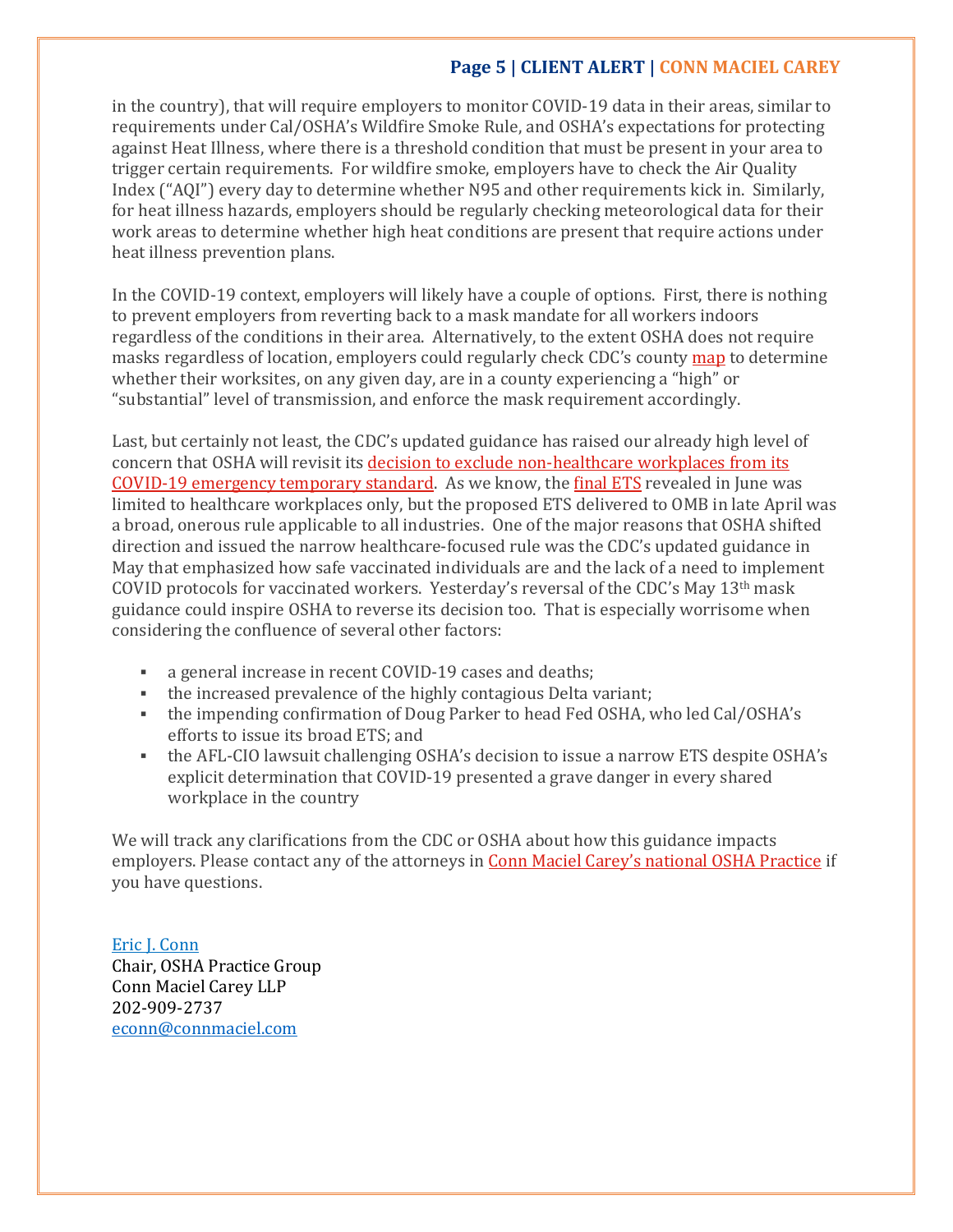in the country), that will require employers to monitor COVID-19 data in their areas, similar to requirements under Cal/OSHA's Wildfire Smoke Rule, and OSHA's expectations for protecting against Heat Illness, where there is a threshold condition that must be present in your area to trigger certain requirements. For wildfire smoke, employers have to check the Air Quality Index ("AQI") every day to determine whether N95 and other requirements kick in. Similarly, for heat illness hazards, employers should be regularly checking meteorological data for their work areas to determine whether high heat conditions are present that require actions under heat illness prevention plans.

In the COVID-19 context, employers will likely have a couple of options. First, there is nothing to prevent employers from reverting back to a mask mandate for all workers indoors regardless of the conditions in their area. Alternatively, to the extent OSHA does not require masks regardless of location, employers could regularly check CDC's county map to determine whether their worksites, on any given day, are in a county experiencing a "high" or "substantial" level of transmission, and enforce the mask requirement accordingly.

Last, but certainly not least, the CDC's updated guidance has raised our already high level of concern that OSHA will revisit its decision to exclude non-healthcare workplaces from its COVID-19 emergency temporary standard. As we know, the final ETS revealed in June was limited to healthcare workplaces only, but the proposed ETS delivered to OMB in late April was a broad, onerous rule applicable to all industries. One of the major reasons that OSHA shifted direction and issued the narrow healthcare-focused rule was the CDC's updated guidance in May that emphasized how safe vaccinated individuals are and the lack of a need to implement COVID protocols for vaccinated workers. Yesterday's reversal of the CDC's May 13th mask guidance could inspire OSHA to reverse its decision too. That is especially worrisome when considering the confluence of several other factors:

- a general increase in recent COVID-19 cases and deaths;
- the increased prevalence of the highly contagious Delta variant;
- the impending confirmation of Doug Parker to head Fed OSHA, who led Cal/OSHA's efforts to issue its broad ETS; and
- the AFL-CIO lawsuit challenging OSHA's decision to issue a narrow ETS despite OSHA's explicit determination that COVID-19 presented a grave danger in every shared workplace in the country

We will track any clarifications from the CDC or OSHA about how this guidance impacts employers. Please contact any of the attorneys in Conn Maciel Carey's national OSHA Practice if you have questions.

Eric J. Conn
Chair, OSHA Practice Group
Conn Maciel Carey LLP
202-909-2737
econn@connmaciel.com